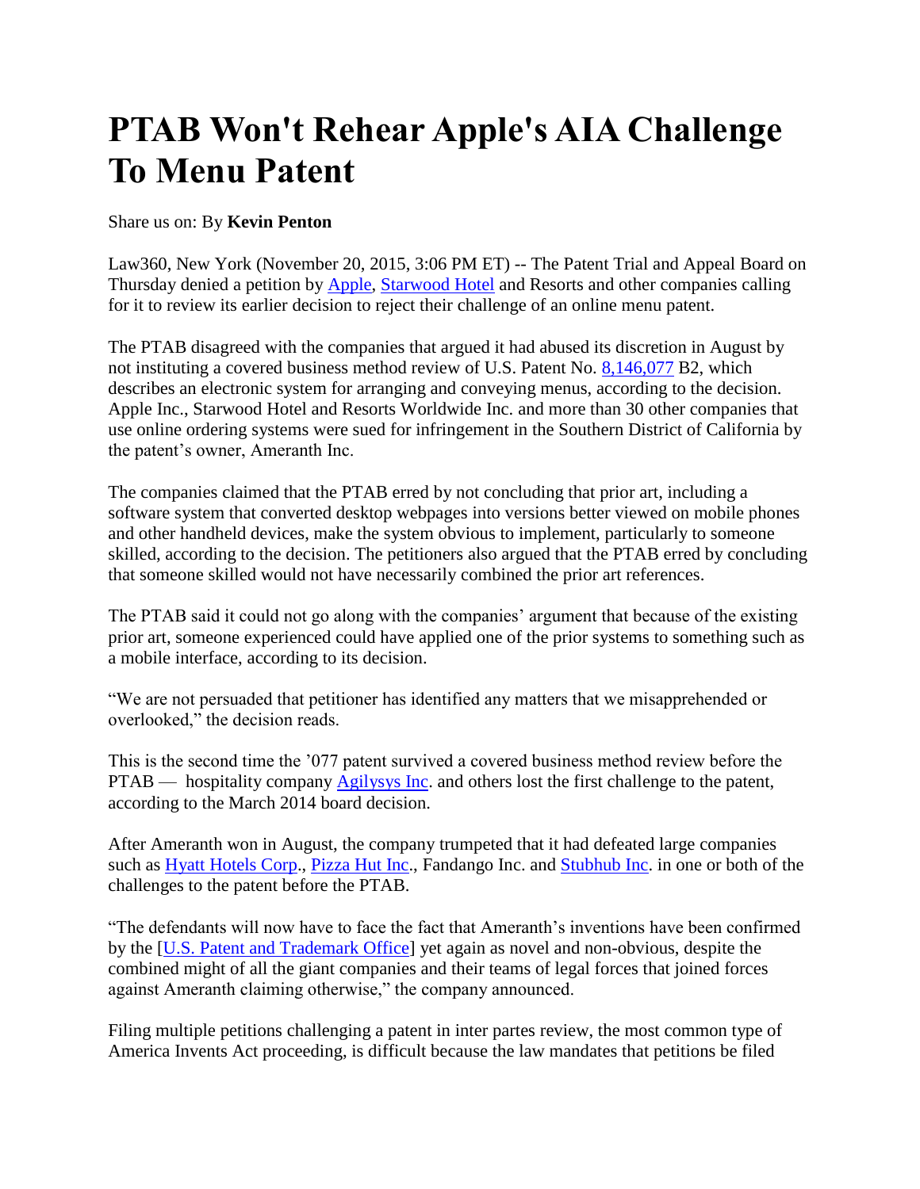# PTAB Won't Rehear Apple's AIA Challenge To Menu Patent

Share us on: By **Kevin Penton**

Law360, New York (November 20, 2015, 3:06 PM ET) -- The Patent Trial and Appeal Board on Thursday denied a petition by Apple, Starwood Hotel and Resorts and other companies calling for it to review its earlier decision to reject their challenge of an online menu patent.

The PTAB disagreed with the companies that argued it had abused its discretion in August by not instituting a covered business method review of U.S. Patent No. 8,146,077 B2, which describes an electronic system for arranging and conveying menus, according to the decision. Apple Inc., Starwood Hotel and Resorts Worldwide Inc. and more than 30 other companies that use online ordering systems were sued for infringement in the Southern District of California by the patent's owner, Ameranth Inc.

The companies claimed that the PTAB erred by not concluding that prior art, including a software system that converted desktop webpages into versions better viewed on mobile phones and other handheld devices, make the system obvious to implement, particularly to someone skilled, according to the decision. The petitioners also argued that the PTAB erred by concluding that someone skilled would not have necessarily combined the prior art references.

The PTAB said it could not go along with the companies' argument that because of the existing prior art, someone experienced could have applied one of the prior systems to something such as a mobile interface, according to its decision.

"We are not persuaded that petitioner has identified any matters that we misapprehended or overlooked," the decision reads.

This is the second time the '077 patent survived a covered business method review before the PTAB — hospitality company Agilysys Inc. and others lost the first challenge to the patent, according to the March 2014 board decision.

After Ameranth won in August, the company trumpeted that it had defeated large companies such as Hyatt Hotels Corp., Pizza Hut Inc., Fandango Inc. and Stubhub Inc. in one or both of the challenges to the patent before the PTAB.

"The defendants will now have to face the fact that Ameranth's inventions have been confirmed by the [U.S. Patent and Trademark Office] yet again as novel and non-obvious, despite the combined might of all the giant companies and their teams of legal forces that joined forces against Ameranth claiming otherwise," the company announced.

Filing multiple petitions challenging a patent in inter partes review, the most common type of America Invents Act proceeding, is difficult because the law mandates that petitions be filed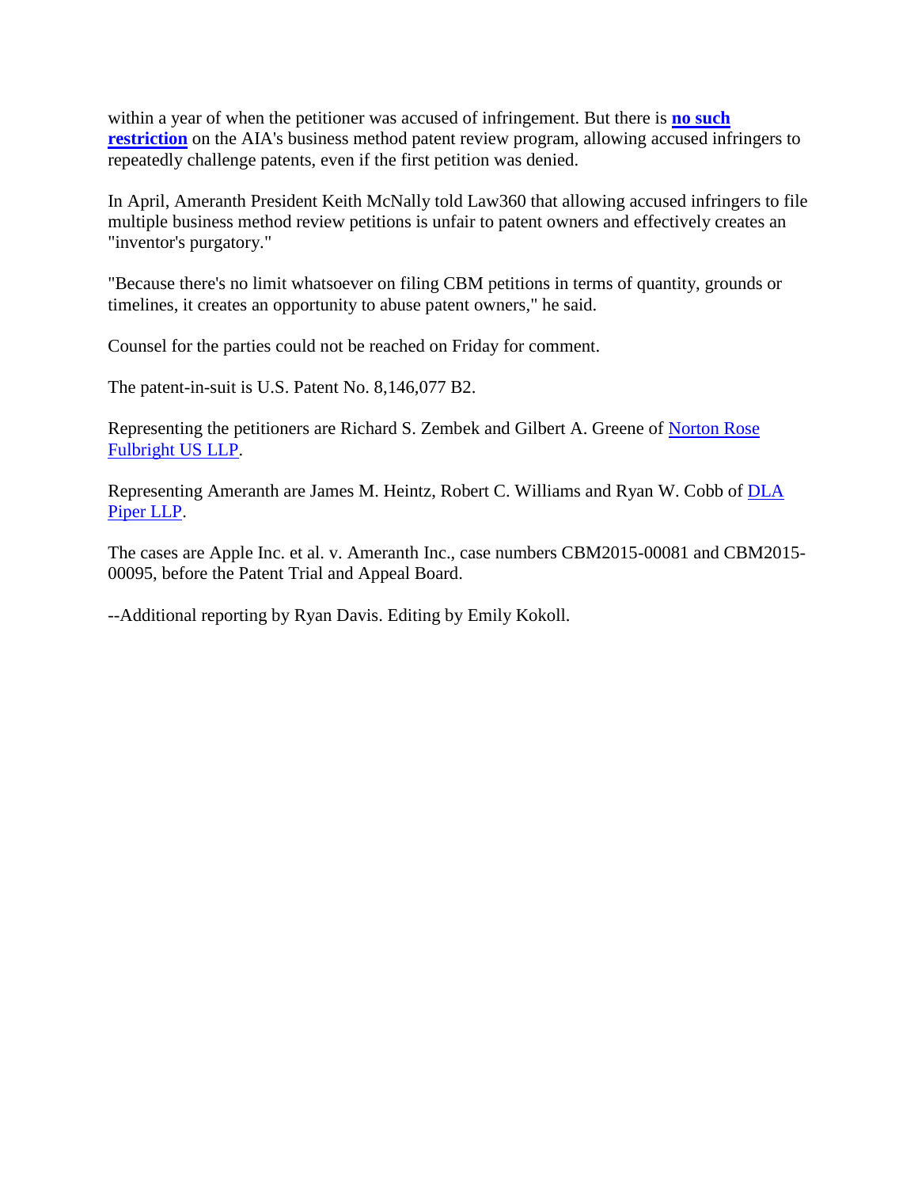within a year of when the petitioner was accused of infringement. But there is **no such restriction** on the AIA's business method patent review program, allowing accused infringers to repeatedly challenge patents, even if the first petition was denied.

In April, Ameranth President Keith McNally told Law360 that allowing accused infringers to file multiple business method review petitions is unfair to patent owners and effectively creates an "inventor's purgatory."

"Because there's no limit whatsoever on filing CBM petitions in terms of quantity, grounds or timelines, it creates an opportunity to abuse patent owners," he said.

Counsel for the parties could not be reached on Friday for comment.

The patent-in-suit is U.S. Patent No. 8,146,077 B2.

Representing the petitioners are Richard S. Zembek and Gilbert A. Greene of Norton Rose Fulbright US LLP.

Representing Ameranth are James M. Heintz, Robert C. Williams and Ryan W. Cobb of DLA Piper LLP.

The cases are Apple Inc. et al. v. Ameranth Inc., case numbers CBM2015-00081 and CBM2015-00095, before the Patent Trial and Appeal Board.

--Additional reporting by Ryan Davis. Editing by Emily Kokoll.